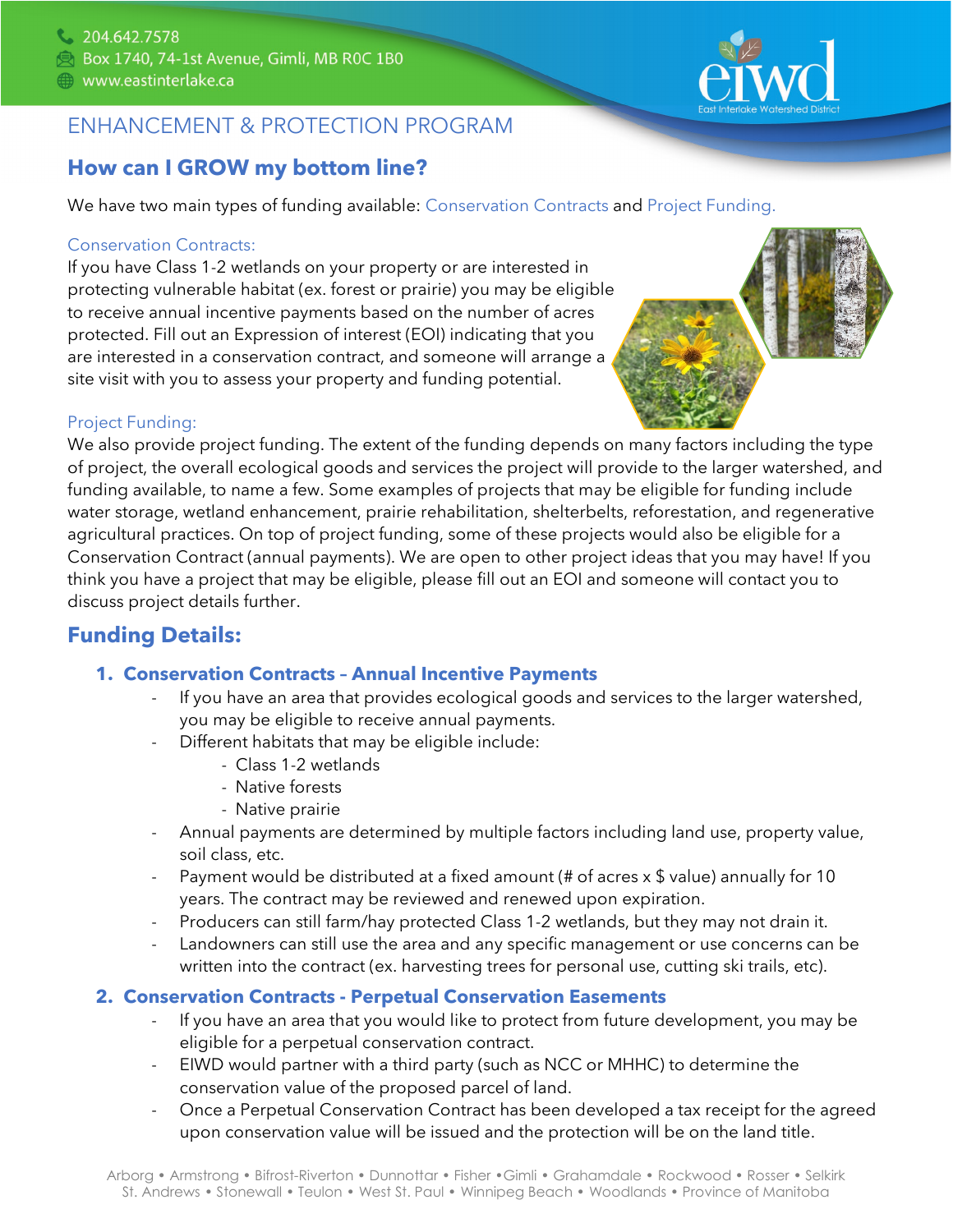204.642.7578
Box 1740, 74-1st Avenue, Gimli, MB R0C 1B0
www.eastinterlake.ca

ENHANCEMENT & PROTECTION PROGRAM

## How can I GROW my bottom line?

We have two main types of funding available: Conservation Contracts and Project Funding.

### Conservation Contracts:

If you have Class 1-2 wetlands on your property or are interested in protecting vulnerable habitat (ex. forest or prairie) you may be eligible to receive annual incentive payments based on the number of acres protected. Fill out an Expression of interest (EOI) indicating that you are interested in a conservation contract, and someone will arrange a site visit with you to assess your property and funding potential.

### Project Funding:

We also provide project funding. The extent of the funding depends on many factors including the type of project, the overall ecological goods and services the project will provide to the larger watershed, and funding available, to name a few. Some examples of projects that may be eligible for funding include water storage, wetland enhancement, prairie rehabilitation, shelterbelts, reforestation, and regenerative agricultural practices. On top of project funding, some of these projects would also be eligible for a Conservation Contract (annual payments). We are open to other project ideas that you may have! If you think you have a project that may be eligible, please fill out an EOI and someone will contact you to discuss project details further.

## Funding Details:

### 1. Conservation Contracts – Annual Incentive Payments

- If you have an area that provides ecological goods and services to the larger watershed, you may be eligible to receive annual payments.
- Different habitats that may be eligible include:
  - Class 1-2 wetlands
  - Native forests
  - Native prairie
- Annual payments are determined by multiple factors including land use, property value, soil class, etc.
- Payment would be distributed at a fixed amount (# of acres x $ value) annually for 10 years. The contract may be reviewed and renewed upon expiration.
- Producers can still farm/hay protected Class 1-2 wetlands, but they may not drain it.
- Landowners can still use the area and any specific management or use concerns can be written into the contract (ex. harvesting trees for personal use, cutting ski trails, etc).

### 2. Conservation Contracts - Perpetual Conservation Easements

- If you have an area that you would like to protect from future development, you may be eligible for a perpetual conservation contract.
- EIWD would partner with a third party (such as NCC or MHHC) to determine the conservation value of the proposed parcel of land.
- Once a Perpetual Conservation Contract has been developed a tax receipt for the agreed upon conservation value will be issued and the protection will be on the land title.

Arborg • Armstrong • Bifrost-Riverton • Dunnottar • Fisher • Gimli • Grahamdale • Rockwood • Rosser • Selkirk
St. Andrews • Stonewall • Teulon • West St. Paul • Winnipeg Beach • Woodlands • Province of Manitoba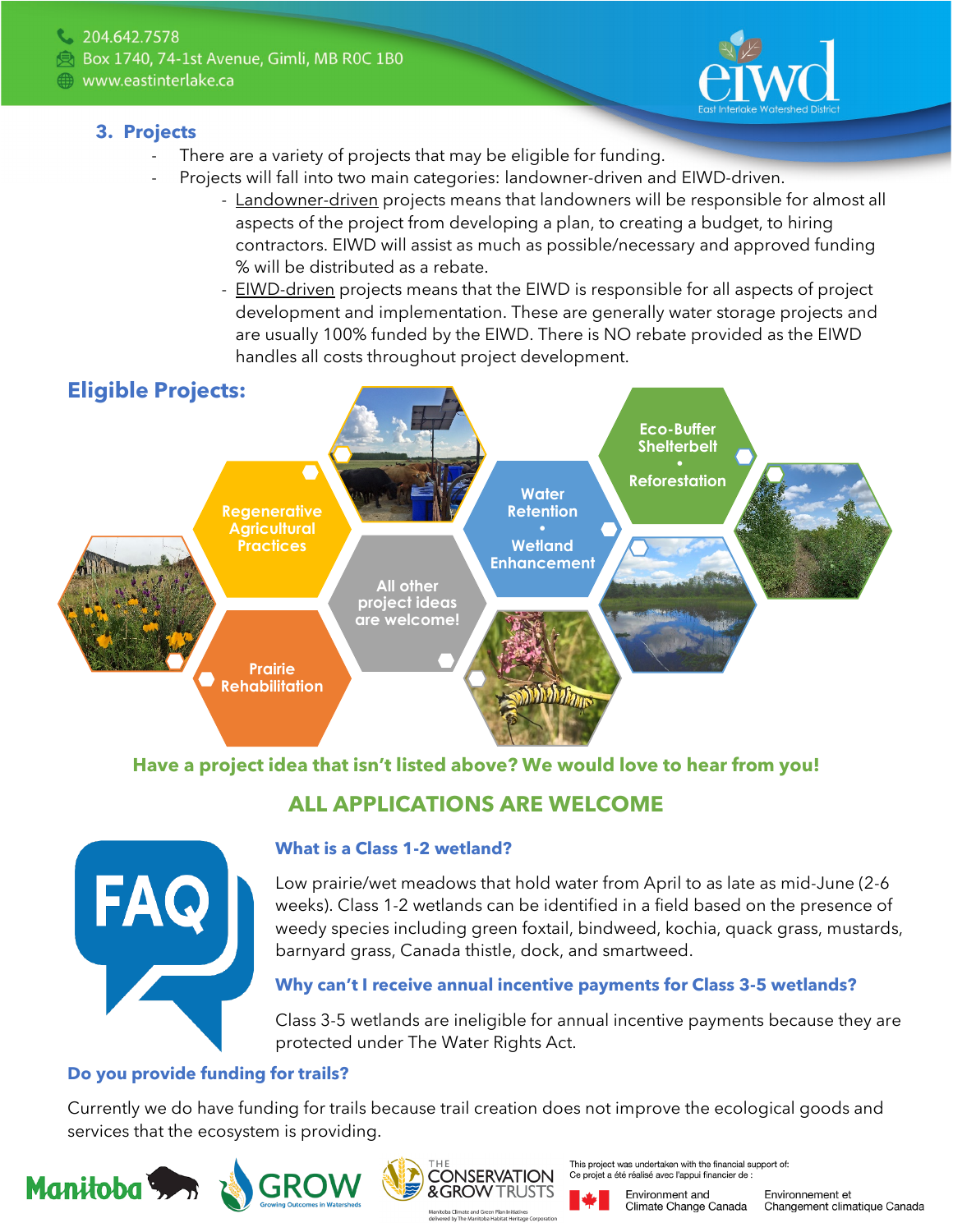## 3. Projects

- There are a variety of projects that may be eligible for funding.
- Projects will fall into two main categories: landowner-driven and EIWD-driven.
  - Landowner-driven projects means that landowners will be responsible for almost all aspects of the project from developing a plan, to creating a budget, to hiring contractors. EIWD will assist as much as possible/necessary and approved funding % will be distributed as a rebate.
  - EIWD-driven projects means that the EIWD is responsible for all aspects of project development and implementation. These are generally water storage projects and are usually 100% funded by the EIWD. There is NO rebate provided as the EIWD handles all costs throughout project development.

## Eligible Projects:

Regenerative Agricultural Practices

Prairie Rehabilitation

All other project ideas are welcome!

Water Retention • Wetland Enhancement

Eco-Buffer Shelterbelt • Reforestation

**Have a project idea that isn't listed above? We would love to hear from you!**

## ALL APPLICATIONS ARE WELCOME

FAQ

### What is a Class 1-2 wetland?

Low prairie/wet meadows that hold water from April to as late as mid-June (2-6 weeks). Class 1-2 wetlands can be identified in a field based on the presence of weedy species including green foxtail, bindweed, kochia, quack grass, mustards, barnyard grass, Canada thistle, dock, and smartweed.

### Why can't I receive annual incentive payments for Class 3-5 wetlands?

Class 3-5 wetlands are ineligible for annual incentive payments because they are protected under The Water Rights Act.

### Do you provide funding for trails?

Currently we do have funding for trails because trail creation does not improve the ecological goods and services that the ecosystem is providing.

This project was undertaken with the financial support of:
Ce projet a été réalisé avec l'appui financier de :

Environment and Climate Change Canada / Environnement et Changement climatique Canada